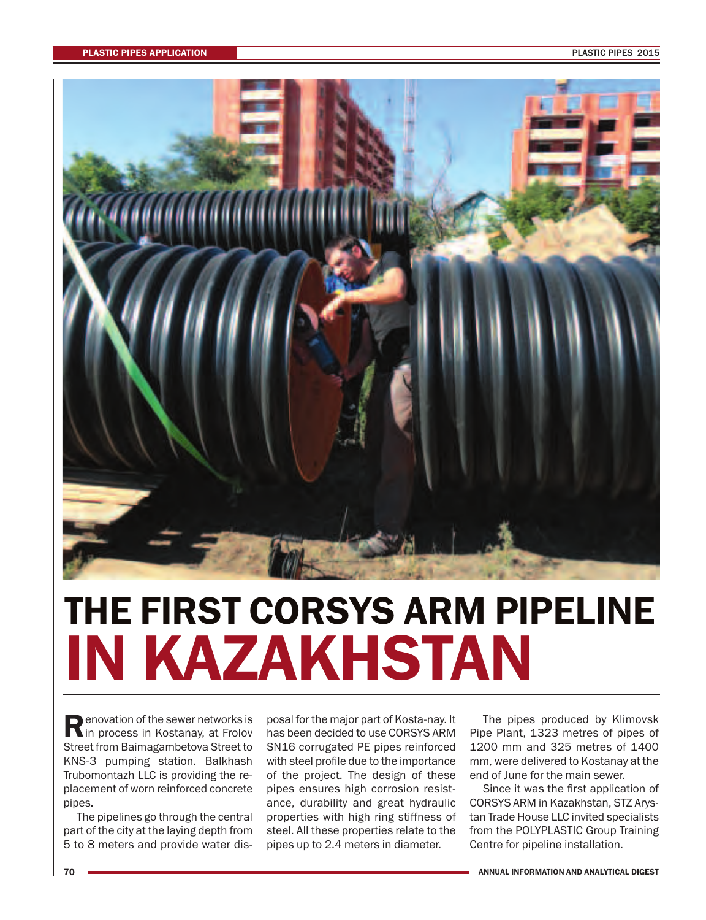# THE FIRST CORSYS ARM PIPELINE IN KAZAKHSTAN

Renovation of the sewer networks is in process in Kostanay, at Frolov Street from Baimagambetova Street to KNS-3 pumping station. Balkhash Trubomontazh LLC is providing the replacement of worn reinforced concrete pipes.

The pipelines go through the central part of the city at the laying depth from 5 to 8 meters and provide water disposal for the major part of Kosta-nay. It has been decided to use CORSYS ARM SN16 corrugated PE pipes reinforced with steel profile due to the importance of the project. The design of these pipes ensures high corrosion resistance, durability and great hydraulic properties with high ring stiffness of steel. All these properties relate to the pipes up to 2.4 meters in diameter.

The pipes produced by Klimovsk Pipe Plant, 1323 metres of pipes of 1200 mm and 325 metres of 1400 mm, were delivered to Kostanay at the end of June for the main sewer.

Since it was the first application of CORSYS ARM in Kazakhstan, STZ Arystan Trade House LLC invited specialists from the POLYPLASTIC Group Training Centre for pipeline installation.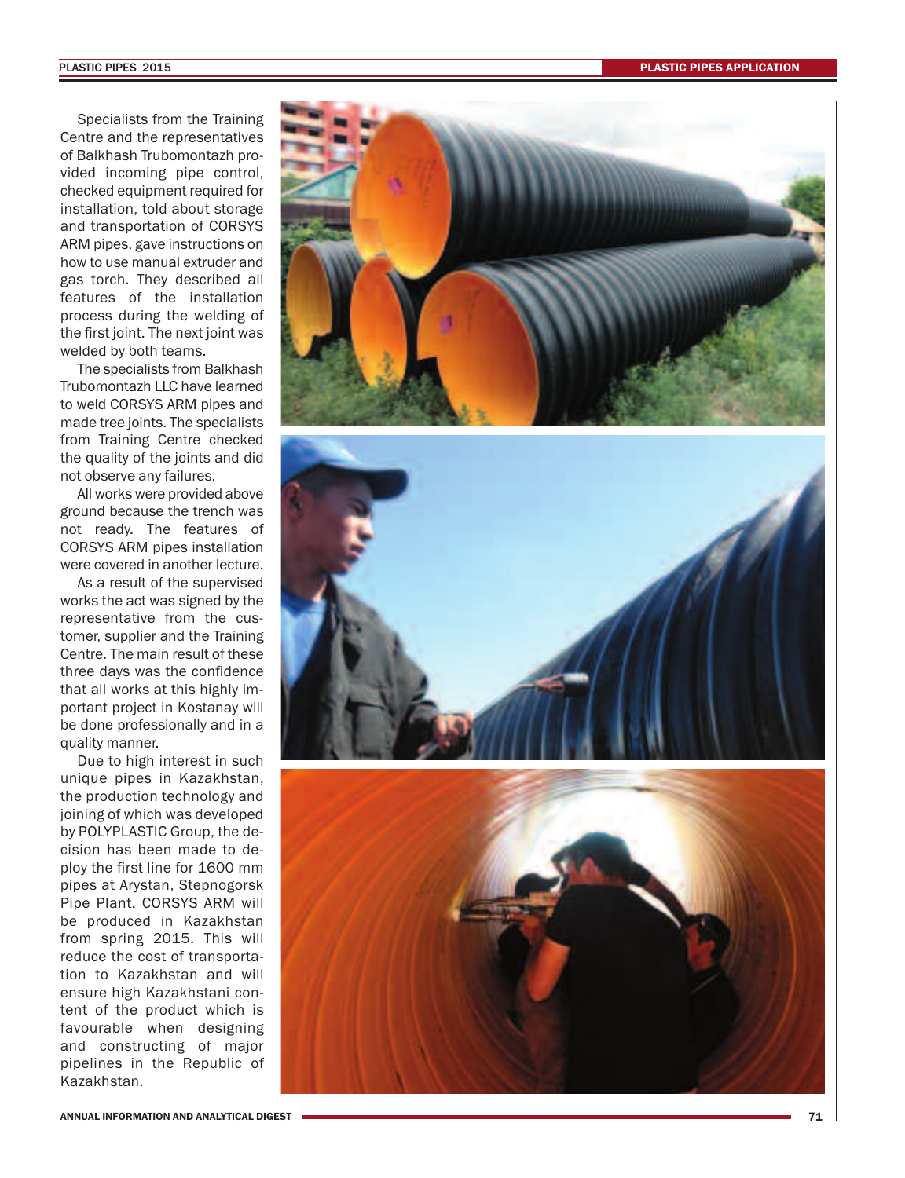Specialists from the Training Centre and the representatives of Balkhash Trubomontazh provided incoming pipe control, checked equipment required for installation, told about storage and transportation of CORSYS ARM pipes, gave instructions on how to use manual extruder and gas torch. They described all features of the installation process during the welding of the first joint. The next joint was welded by both teams.

The specialists from Balkhash Trubomontazh LLC have learned to weld CORSYS ARM pipes and made tree joints. The specialists from Training Centre checked the quality of the joints and did not observe any failures.

All works were provided above ground because the trench was not ready. The features of CORSYS ARM pipes installation were covered in another lecture.

As a result of the supervised works the act was signed by the representative from the customer, supplier and the Training Centre. The main result of these three days was the confidence that all works at this highly important project in Kostanay will be done professionally and in a quality manner.

Due to high interest in such unique pipes in Kazakhstan, the production technology and joining of which was developed by POLYPLASTIC Group, the decision has been made to deploy the first line for 1600 mm pipes at Arystan, Stepnogorsk Pipe Plant. CORSYS ARM will be produced in Kazakhstan from spring 2015. This will reduce the cost of transportation to Kazakhstan and will ensure high Kazakhstani content of the product which is favourable when designing and constructing of major pipelines in the Republic of Kazakhstan.